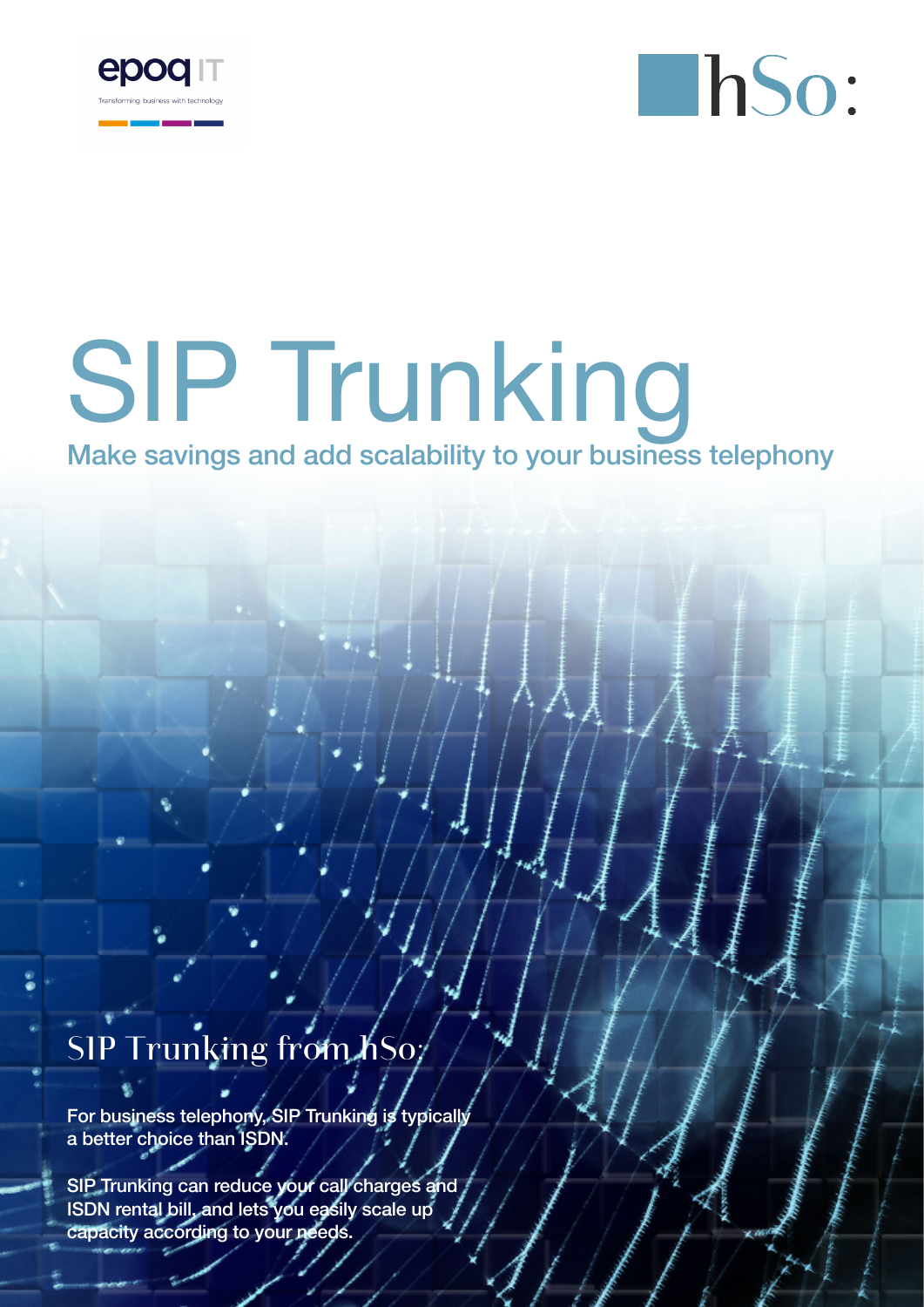epoq IT

Transforming business with technology

hSo:

# SIP Trunking

## Make savings and add scalability to your business telephony

## SIP Trunking from hSo:

For business telephony, SIP Trunking is typically a better choice than ISDN.

SIP Trunking can reduce your call charges and ISDN rental bill, and lets you easily scale up capacity according to your needs.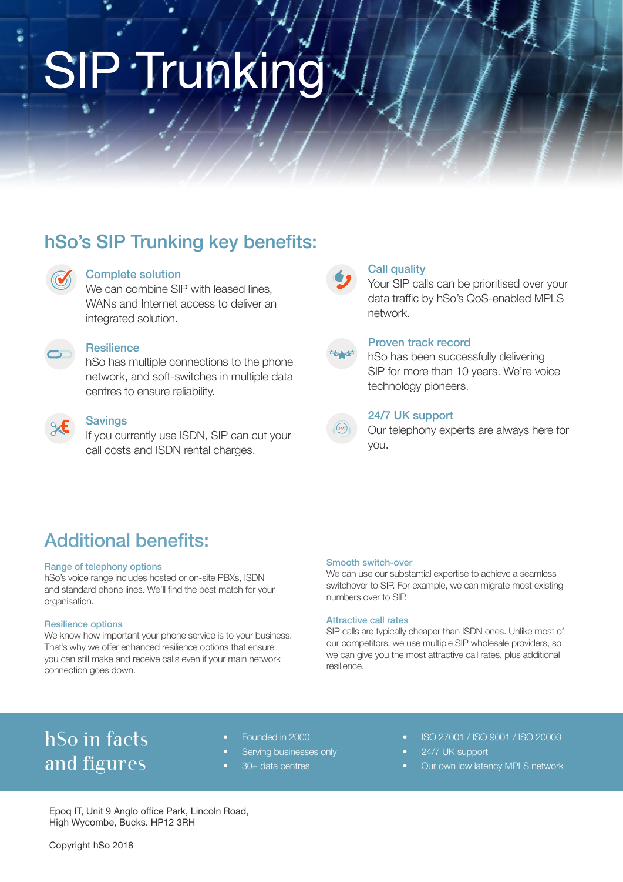# SIP Trunking

## hSo's SIP Trunking key benefits:

### Complete solution
We can combine SIP with leased lines, WANs and Internet access to deliver an integrated solution.

### Resilience
hSo has multiple connections to the phone network, and soft-switches in multiple data centres to ensure reliability.

### Savings
If you currently use ISDN, SIP can cut your call costs and ISDN rental charges.

### Call quality
Your SIP calls can be prioritised over your data traffic by hSo's QoS-enabled MPLS network.

### Proven track record
hSo has been successfully delivering SIP for more than 10 years. We're voice technology pioneers.

### 24/7 UK support
Our telephony experts are always here for you.

## Additional benefits:

### Range of telephony options
hSo's voice range includes hosted or on-site PBXs, ISDN and standard phone lines. We'll find the best match for your organisation.

### Resilience options
We know how important your phone service is to your business. That's why we offer enhanced resilience options that ensure you can still make and receive calls even if your main network connection goes down.

### Smooth switch-over
We can use our substantial expertise to achieve a seamless switchover to SIP. For example, we can migrate most existing numbers over to SIP.

### Attractive call rates
SIP calls are typically cheaper than ISDN ones. Unlike most of our competitors, we use multiple SIP wholesale providers, so we can give you the most attractive call rates, plus additional resilience.

## hSo in facts and figures

- Founded in 2000
- Serving businesses only
- 30+ data centres
- ISO 27001 / ISO 9001 / ISO 20000
- 24/7 UK support
- Our own low latency MPLS network

Epoq IT, Unit 9 Anglo office Park, Lincoln Road,
High Wycombe, Bucks. HP12 3RH

Copyright hSo 2018